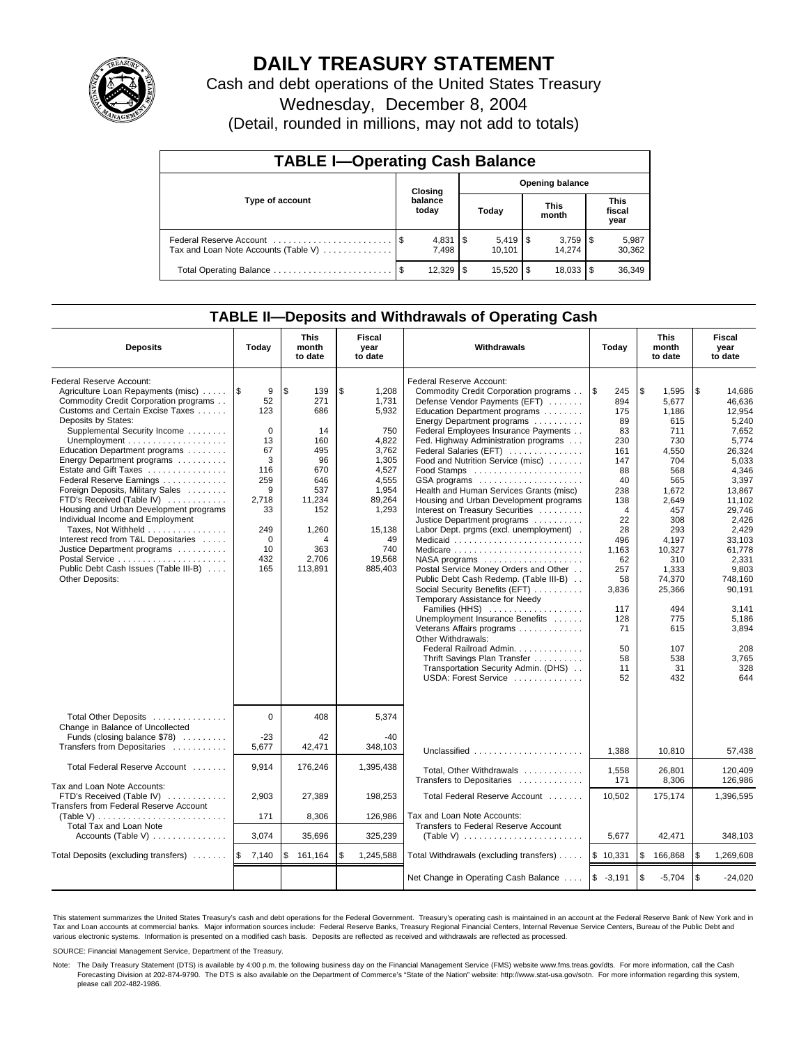# DAILY TREASURY STATEMENT

Cash and debt operations of the United States Treasury

Wednesday, December 8, 2004

(Detail, rounded in millions, may not add to totals)

## TABLE I—Operating Cash Balance

| Type of account | Closing balance today | Opening balance Today | Opening balance This month | Opening balance This fiscal year |
|---|---|---|---|---|
| Federal Reserve Account | $ 4,831 | $ 5,419 | $ 3,759 | $ 5,987 |
| Tax and Loan Note Accounts (Table V) | 7,498 | 10,101 | 14,274 | 30,362 |
| Total Operating Balance | $ 12,329 | $ 15,520 | $ 18,033 | $ 36,349 |

## TABLE II—Deposits and Withdrawals of Operating Cash

| Deposits | Today | This month to date | Fiscal year to date | Withdrawals | Today | This month to date | Fiscal year to date |
|---|---|---|---|---|---|---|---|
| Federal Reserve Account: | | | | Federal Reserve Account: | | | |
| Agriculture Loan Repayments (misc) | $ 9 | $ 139 | $ 1,208 | Commodity Credit Corporation programs | $ 245 | $ 1,595 | $ 14,686 |
| Commodity Credit Corporation programs | 52 | 271 | 1,731 | Defense Vendor Payments (EFT) | 894 | 5,677 | 46,636 |
| Customs and Certain Excise Taxes | 123 | 686 | 5,932 | Education Department programs | 175 | 1,186 | 12,954 |
| Deposits by States: | | | | Energy Department programs | 89 | 615 | 5,240 |
| Supplemental Security Income | 0 | 14 | 750 | Federal Employees Insurance Payments | 83 | 711 | 7,652 |
| Unemployment | 13 | 160 | 4,822 | Fed. Highway Administration programs | 230 | 730 | 5,774 |
| Education Department programs | 67 | 495 | 3,762 | Federal Salaries (EFT) | 161 | 4,550 | 26,324 |
| Energy Department programs | 3 | 96 | 1,305 | Food and Nutrition Service (misc) | 147 | 704 | 5,033 |
| Estate and Gift Taxes | 116 | 670 | 4,527 | Food Stamps | 88 | 568 | 4,346 |
| Federal Reserve Earnings | 259 | 646 | 4,555 | GSA programs | 40 | 565 | 3,397 |
| Foreign Deposits, Military Sales | 9 | 537 | 1,954 | Health and Human Services Grants (misc) | 238 | 1,672 | 13,867 |
| FTD's Received (Table IV) | 2,718 | 11,234 | 89,264 | Housing and Urban Development programs | 138 | 2,649 | 11,102 |
| Housing and Urban Development programs | 33 | 152 | 1,293 | Interest on Treasury Securities | 4 | 457 | 29,746 |
| Individual Income and Employment | | | | Justice Department programs | 22 | 308 | 2,426 |
| Taxes, Not Withheld | 249 | 1,260 | 15,138 | Labor Dept. prgms (excl. unemployment) | 28 | 293 | 2,429 |
| Interest recd from T&L Depositaries | 0 | 4 | 49 | Medicaid | 496 | 4,197 | 33,103 |
| Justice Department programs | 10 | 363 | 740 | Medicare | 1,163 | 10,327 | 61,778 |
| Postal Service | 432 | 2,706 | 19,568 | NASA programs | 62 | 310 | 2,331 |
| Public Debt Cash Issues (Table III-B) | 165 | 113,891 | 885,403 | Postal Service Money Orders and Other | 257 | 1,333 | 9,803 |
| Other Deposits: | | | | Public Debt Cash Redemp. (Table III-B) | 58 | 74,370 | 748,160 |
| | | | | Social Security Benefits (EFT) | 3,836 | 25,366 | 90,191 |
| | | | | Temporary Assistance for Needy Families (HHS) | 117 | 494 | 3,141 |
| | | | | Unemployment Insurance Benefits | 128 | 775 | 5,186 |
| | | | | Veterans Affairs programs | 71 | 615 | 3,894 |
| | | | | Other Withdrawals: | | | |
| | | | | Federal Railroad Admin. | 50 | 107 | 208 |
| | | | | Thrift Savings Plan Transfer | 58 | 538 | 3,765 |
| | | | | Transportation Security Admin. (DHS) | 11 | 31 | 328 |
| | | | | USDA: Forest Service | 52 | 432 | 644 |
| Total Other Deposits | 0 | 408 | 5,374 | | | | |
| Change in Balance of Uncollected Funds (closing balance $78) | -23 | 42 | -40 | | | | |
| Transfers from Depositaries | 5,677 | 42,471 | 348,103 | Unclassified | 1,388 | 10,810 | 57,438 |
| Total Federal Reserve Account | 9,914 | 176,246 | 1,395,438 | Total, Other Withdrawals | 1,558 | 26,801 | 120,409 |
| | | | | Transfers to Depositaries | 171 | 8,306 | 126,986 |
| Tax and Loan Note Accounts: | | | | | | | |
| FTD's Received (Table IV) | 2,903 | 27,389 | 198,253 | Total Federal Reserve Account | 10,502 | 175,174 | 1,396,595 |
| Transfers from Federal Reserve Account (Table V) | 171 | 8,306 | 126,986 | Tax and Loan Note Accounts: | | | |
| Total Tax and Loan Note Accounts (Table V) | 3,074 | 35,696 | 325,239 | Transfers to Federal Reserve Account (Table V) | 5,677 | 42,471 | 348,103 |
| Total Deposits (excluding transfers) | $ 7,140 | $ 161,164 | $ 1,245,588 | Total Withdrawals (excluding transfers) | $ 10,331 | $ 166,868 | $ 1,269,608 |
| | | | | Net Change in Operating Cash Balance | $ -3,191 | $ -5,704 | $ -24,020 |

This statement summarizes the United States Treasury's cash and debt operations for the Federal Government. Treasury's operating cash is maintained in an account at the Federal Reserve Bank of New York and in Tax and Loan accounts at commercial banks. Major information sources include: Federal Reserve Banks, Treasury Regional Financial Centers, Internal Revenue Service Centers, Bureau of the Public Debt and various electronic systems. Information is presented on a modified cash basis. Deposits are reflected as received and withdrawals are reflected as processed.

SOURCE: Financial Management Service, Department of the Treasury.

Note: The Daily Treasury Statement (DTS) is available by 4:00 p.m. the following business day on the Financial Management Service (FMS) website www.fms.treas.gov/dts. For more information, call the Cash Forecasting Division at 202-874-9790. The DTS is also available on the Department of Commerce's "State of the Nation" website: http://www.stat-usa.gov/sotn. For more information regarding this system, please call 202-482-1986.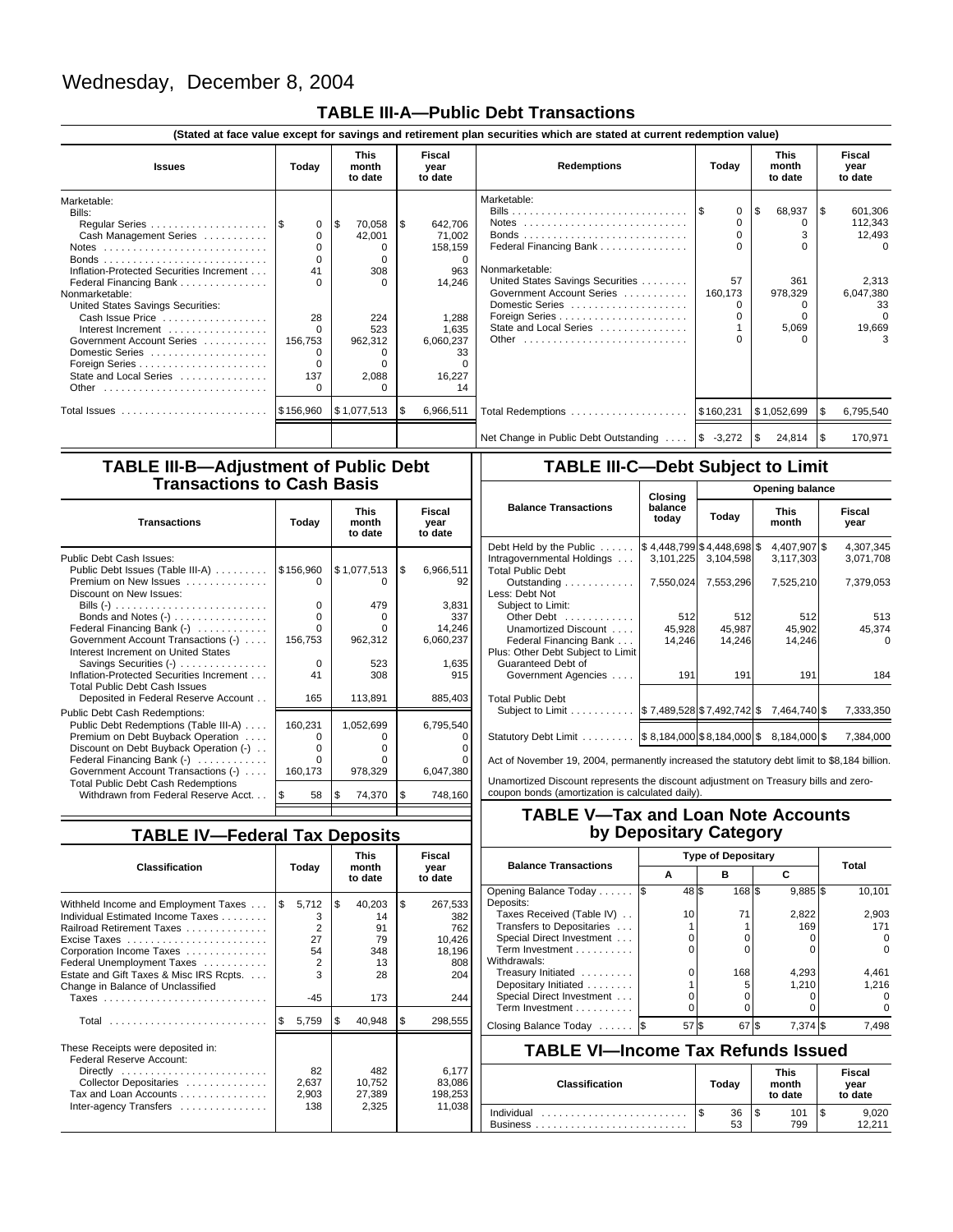Wednesday, December 8, 2004

## TABLE III-A—Public Debt Transactions

(Stated at face value except for savings and retirement plan securities which are stated at current redemption value)

| Issues | Today | This month to date | Fiscal year to date |
|---|---|---|---|
| Marketable: | | | |
| Bills: | | | |
| Regular Series | $ 0 | $ 70,058 | $ 642,706 |
| Cash Management Series | 0 | 42,001 | 71,002 |
| Notes | 0 | 0 | 158,159 |
| Bonds | 0 | 0 | 0 |
| Inflation-Protected Securities Increment | 41 | 308 | 963 |
| Federal Financing Bank | 0 | 0 | 14,246 |
| Nonmarketable: | | | |
| United States Savings Securities: | | | |
| Cash Issue Price | 28 | 224 | 1,288 |
| Interest Increment | 0 | 523 | 1,635 |
| Government Account Series | 156,753 | 962,312 | 6,060,237 |
| Domestic Series | 0 | 0 | 33 |
| Foreign Series | 0 | 0 | 0 |
| State and Local Series | 137 | 2,088 | 16,227 |
| Other | 0 | 0 | 14 |
| Total Issues | $156,960 | $1,077,513 | $ 6,966,511 |

| Redemptions | Today | This month to date | Fiscal year to date |
|---|---|---|---|
| Marketable: | | | |
| Bills | $ 0 | $ 68,937 | $ 601,306 |
| Notes | 0 | 0 | 112,343 |
| Bonds | 0 | 3 | 12,493 |
| Federal Financing Bank | 0 | 0 | 0 |
| Nonmarketable: | | | |
| United States Savings Securities | 57 | 361 | 2,313 |
| Government Account Series | 160,173 | 978,329 | 6,047,380 |
| Domestic Series | 0 | 0 | 33 |
| Foreign Series | 0 | 0 | 0 |
| State and Local Series | 1 | 5,069 | 19,669 |
| Other | 0 | 0 | 3 |
| Total Redemptions | $160,231 | $1,052,699 | $ 6,795,540 |
| Net Change in Public Debt Outstanding | $ -3,272 | $ 24,814 | $ 170,971 |

## TABLE III-B—Adjustment of Public Debt Transactions to Cash Basis

| Transactions | Today | This month to date | Fiscal year to date |
|---|---|---|---|
| Public Debt Cash Issues: | | | |
| Public Debt Issues (Table III-A) | $156,960 | $1,077,513 | $ 6,966,511 |
| Premium on New Issues | 0 | 0 | 92 |
| Discount on New Issues: | | | |
| Bills (-) | 0 | 479 | 3,831 |
| Bonds and Notes (-) | 0 | 0 | 337 |
| Federal Financing Bank (-) | 0 | 0 | 14,246 |
| Government Account Transactions (-) | 156,753 | 962,312 | 6,060,237 |
| Interest Increment on United States Savings Securities (-) | 0 | 523 | 1,635 |
| Inflation-Protected Securities Increment | 41 | 308 | 915 |
| Total Public Debt Cash Issues Deposited in Federal Reserve Account | 165 | 113,891 | 885,403 |
| Public Debt Cash Redemptions: | | | |
| Public Debt Redemptions (Table III-A) | 160,231 | 1,052,699 | 6,795,540 |
| Premium on Debt Buyback Operation | 0 | 0 | 0 |
| Discount on Debt Buyback Operation (-) | 0 | 0 | 0 |
| Federal Financing Bank (-) | 0 | 0 | 0 |
| Government Account Transactions (-) | 160,173 | 978,329 | 6,047,380 |
| Total Public Debt Cash Redemptions Withdrawn from Federal Reserve Acct. | $ 58 | $ 74,370 | $ 748,160 |

## TABLE III-C—Debt Subject to Limit

| Balance Transactions | Closing balance today | Opening balance Today | Opening balance This month | Opening balance Fiscal year |
|---|---|---|---|---|
| Debt Held by the Public | $ 4,448,799 | $ 4,448,698 | $ 4,407,907 | $ 4,307,345 |
| Intragovernmental Holdings | 3,101,225 | 3,104,598 | 3,117,303 | 3,071,708 |
| Total Public Debt Outstanding | 7,550,024 | 7,553,296 | 7,525,210 | 7,379,053 |
| Less: Debt Not Subject to Limit: | | | | |
| Other Debt | 512 | 512 | 512 | 513 |
| Unamortized Discount | 45,928 | 45,987 | 45,902 | 45,374 |
| Federal Financing Bank | 14,246 | 14,246 | 14,246 | 0 |
| Plus: Other Debt Subject to Limit Guaranteed Debt of Government Agencies | 191 | 191 | 191 | 184 |
| Total Public Debt Subject to Limit | $ 7,489,528 | $ 7,492,742 | $ 7,464,740 | $ 7,333,350 |
| Statutory Debt Limit | $ 8,184,000 | $ 8,184,000 | $ 8,184,000 | $ 7,384,000 |

Act of November 19, 2004, permanently increased the statutory debt limit to $8,184 billion.

Unamortized Discount represents the discount adjustment on Treasury bills and zero-coupon bonds (amortization is calculated daily).

## TABLE IV—Federal Tax Deposits

| Classification | Today | This month to date | Fiscal year to date |
|---|---|---|---|
| Withheld Income and Employment Taxes | $ 5,712 | $ 40,203 | $ 267,533 |
| Individual Estimated Income Taxes | 3 | 14 | 382 |
| Railroad Retirement Taxes | 2 | 91 | 762 |
| Excise Taxes | 27 | 79 | 10,426 |
| Corporation Income Taxes | 54 | 348 | 18,196 |
| Federal Unemployment Taxes | 2 | 13 | 808 |
| Estate and Gift Taxes & Misc IRS Rcpts. | 3 | 28 | 204 |
| Change in Balance of Unclassified Taxes | -45 | 173 | 244 |
| Total | $ 5,759 | $ 40,948 | $ 298,555 |
| These Receipts were deposited in: | | | |
| Federal Reserve Account: | | | |
| Directly | 82 | 482 | 6,177 |
| Collector Depositaries | 2,637 | 10,752 | 83,086 |
| Tax and Loan Accounts | 2,903 | 27,389 | 198,253 |
| Inter-agency Transfers | 138 | 2,325 | 11,038 |

## TABLE V—Tax and Loan Note Accounts by Depositary Category

| Balance Transactions | Type of Depositary A | B | C | Total |
|---|---|---|---|---|
| Opening Balance Today | $ 48 | $ 168 | $ 9,885 | $ 10,101 |
| Deposits: | | | | |
| Taxes Received (Table IV) | 10 | 71 | 2,822 | 2,903 |
| Transfers to Depositaries | 1 | 1 | 169 | 171 |
| Special Direct Investment | 0 | 0 | 0 | 0 |
| Term Investment | 0 | 0 | 0 | 0 |
| Withdrawals: | | | | |
| Treasury Initiated | 0 | 168 | 4,293 | 4,461 |
| Depositary Initiated | 1 | 5 | 1,210 | 1,216 |
| Special Direct Investment | 0 | 0 | 0 | 0 |
| Term Investment | 0 | 0 | 0 | 0 |
| Closing Balance Today | $ 57 | $ 67 | $ 7,374 | $ 7,498 |

## TABLE VI—Income Tax Refunds Issued

| Classification | Today | This month to date | Fiscal year to date |
|---|---|---|---|
| Individual | $ 36 | $ 101 | $ 9,020 |
| Business | 53 | 799 | 12,211 |